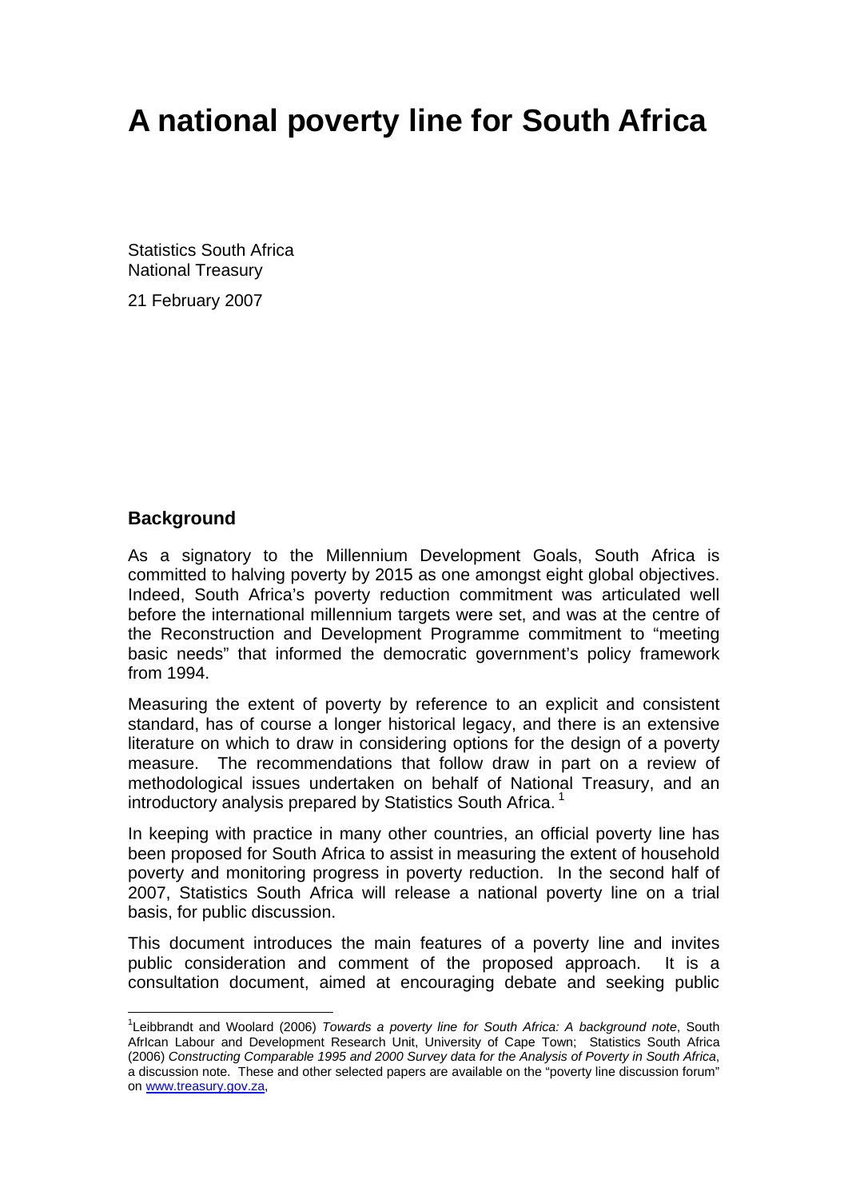# A national poverty line for South Africa

Statistics South Africa
National Treasury

21 February 2007

## Background

As a signatory to the Millennium Development Goals, South Africa is committed to halving poverty by 2015 as one amongst eight global objectives. Indeed, South Africa's poverty reduction commitment was articulated well before the international millennium targets were set, and was at the centre of the Reconstruction and Development Programme commitment to "meeting basic needs" that informed the democratic government's policy framework from 1994.

Measuring the extent of poverty by reference to an explicit and consistent standard, has of course a longer historical legacy, and there is an extensive literature on which to draw in considering options for the design of a poverty measure. The recommendations that follow draw in part on a review of methodological issues undertaken on behalf of National Treasury, and an introductory analysis prepared by Statistics South Africa. [1]

In keeping with practice in many other countries, an official poverty line has been proposed for South Africa to assist in measuring the extent of household poverty and monitoring progress in poverty reduction. In the second half of 2007, Statistics South Africa will release a national poverty line on a trial basis, for public discussion.

This document introduces the main features of a poverty line and invites public consideration and comment of the proposed approach. It is a consultation document, aimed at encouraging debate and seeking public

---

[1] Leibbrandt and Woolard (2006) *Towards a poverty line for South Africa: A background note*, South AfrIcan Labour and Development Research Unit, University of Cape Town; Statistics South Africa (2006) *Constructing Comparable 1995 and 2000 Survey data for the Analysis of Poverty in South Africa*, a discussion note. These and other selected papers are available on the "poverty line discussion forum" on www.treasury.gov.za,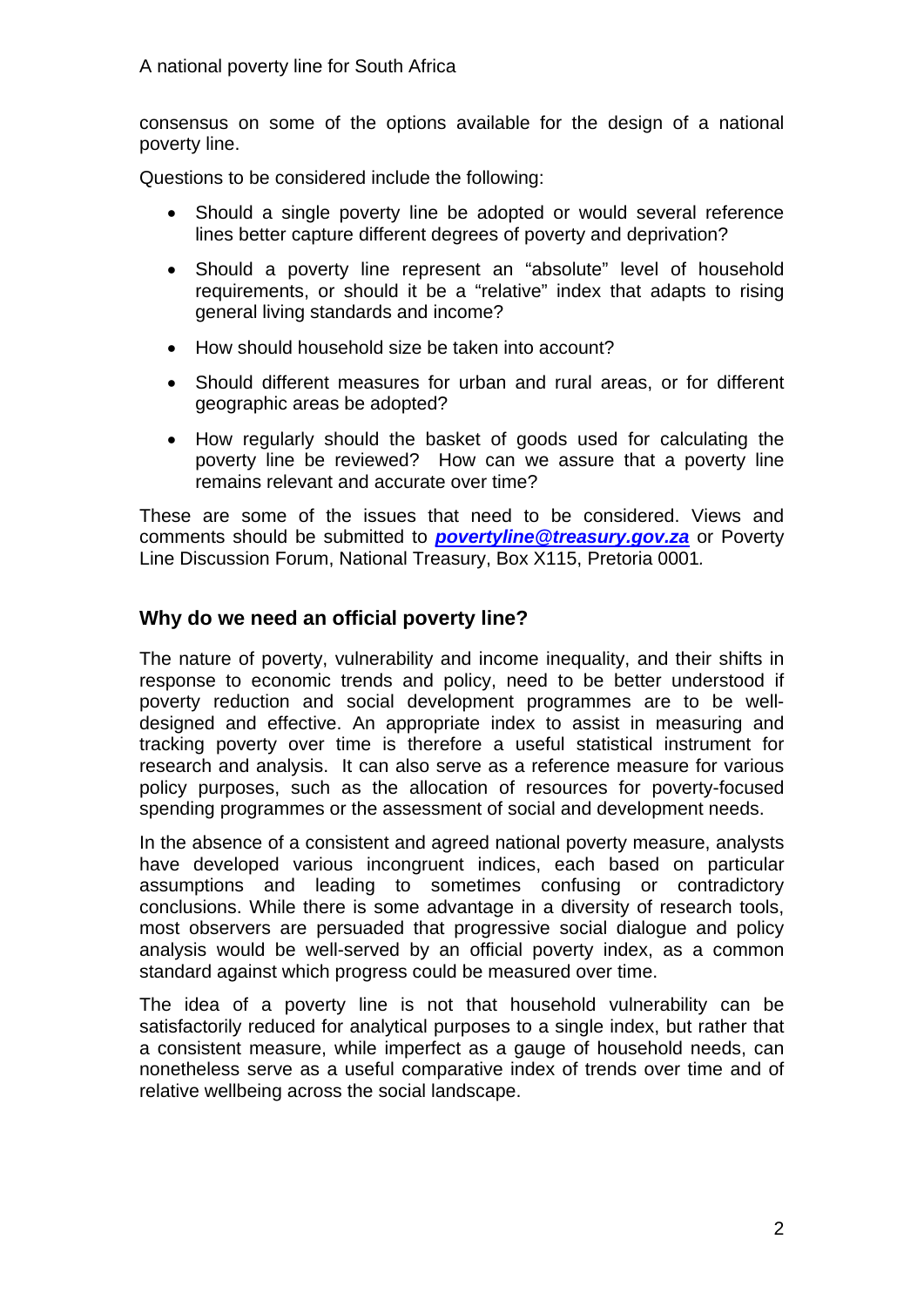consensus on some of the options available for the design of a national poverty line.

Questions to be considered include the following:

- Should a single poverty line be adopted or would several reference lines better capture different degrees of poverty and deprivation?
- Should a poverty line represent an "absolute" level of household requirements, or should it be a "relative" index that adapts to rising general living standards and income?
- How should household size be taken into account?
- Should different measures for urban and rural areas, or for different geographic areas be adopted?
- How regularly should the basket of goods used for calculating the poverty line be reviewed? How can we assure that a poverty line remains relevant and accurate over time?

These are some of the issues that need to be considered. Views and comments should be submitted to ***povertyline@treasury.gov.za*** or Poverty Line Discussion Forum, National Treasury, Box X115, Pretoria 0001.

## Why do we need an official poverty line?

The nature of poverty, vulnerability and income inequality, and their shifts in response to economic trends and policy, need to be better understood if poverty reduction and social development programmes are to be well-designed and effective. An appropriate index to assist in measuring and tracking poverty over time is therefore a useful statistical instrument for research and analysis. It can also serve as a reference measure for various policy purposes, such as the allocation of resources for poverty-focused spending programmes or the assessment of social and development needs.

In the absence of a consistent and agreed national poverty measure, analysts have developed various incongruent indices, each based on particular assumptions and leading to sometimes confusing or contradictory conclusions. While there is some advantage in a diversity of research tools, most observers are persuaded that progressive social dialogue and policy analysis would be well-served by an official poverty index, as a common standard against which progress could be measured over time.

The idea of a poverty line is not that household vulnerability can be satisfactorily reduced for analytical purposes to a single index, but rather that a consistent measure, while imperfect as a gauge of household needs, can nonetheless serve as a useful comparative index of trends over time and of relative wellbeing across the social landscape.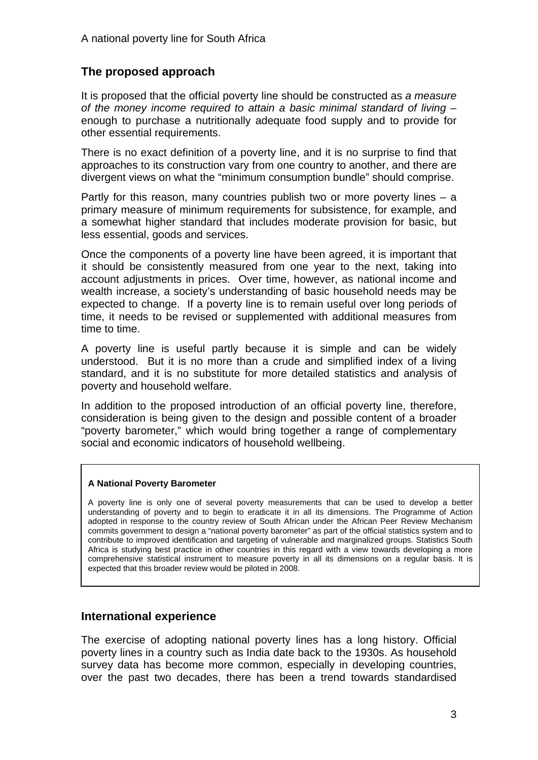## The proposed approach

It is proposed that the official poverty line should be constructed as *a measure of the money income required to attain a basic minimal standard of living* – enough to purchase a nutritionally adequate food supply and to provide for other essential requirements.

There is no exact definition of a poverty line, and it is no surprise to find that approaches to its construction vary from one country to another, and there are divergent views on what the "minimum consumption bundle" should comprise.

Partly for this reason, many countries publish two or more poverty lines – a primary measure of minimum requirements for subsistence, for example, and a somewhat higher standard that includes moderate provision for basic, but less essential, goods and services.

Once the components of a poverty line have been agreed, it is important that it should be consistently measured from one year to the next, taking into account adjustments in prices. Over time, however, as national income and wealth increase, a society's understanding of basic household needs may be expected to change. If a poverty line is to remain useful over long periods of time, it needs to be revised or supplemented with additional measures from time to time.

A poverty line is useful partly because it is simple and can be widely understood. But it is no more than a crude and simplified index of a living standard, and it is no substitute for more detailed statistics and analysis of poverty and household welfare.

In addition to the proposed introduction of an official poverty line, therefore, consideration is being given to the design and possible content of a broader "poverty barometer," which would bring together a range of complementary social and economic indicators of household wellbeing.

> **A National Poverty Barometer**
>
> A poverty line is only one of several poverty measurements that can be used to develop a better understanding of poverty and to begin to eradicate it in all its dimensions. The Programme of Action adopted in response to the country review of South African under the African Peer Review Mechanism commits government to design a "national poverty barometer" as part of the official statistics system and to contribute to improved identification and targeting of vulnerable and marginalized groups. Statistics South Africa is studying best practice in other countries in this regard with a view towards developing a more comprehensive statistical instrument to measure poverty in all its dimensions on a regular basis. It is expected that this broader review would be piloted in 2008.

## International experience

The exercise of adopting national poverty lines has a long history. Official poverty lines in a country such as India date back to the 1930s. As household survey data has become more common, especially in developing countries, over the past two decades, there has been a trend towards standardised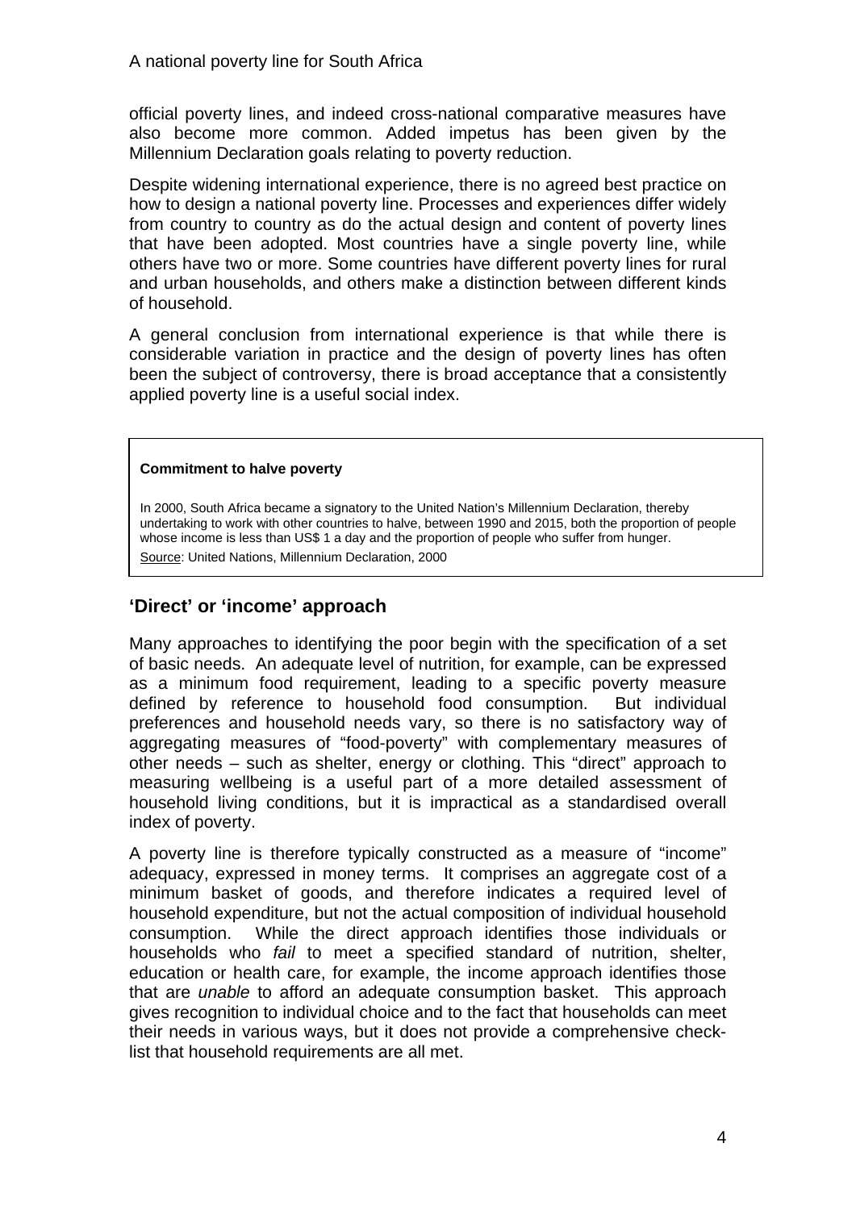official poverty lines, and indeed cross-national comparative measures have also become more common. Added impetus has been given by the Millennium Declaration goals relating to poverty reduction.

Despite widening international experience, there is no agreed best practice on how to design a national poverty line. Processes and experiences differ widely from country to country as do the actual design and content of poverty lines that have been adopted. Most countries have a single poverty line, while others have two or more. Some countries have different poverty lines for rural and urban households, and others make a distinction between different kinds of household.

A general conclusion from international experience is that while there is considerable variation in practice and the design of poverty lines has often been the subject of controversy, there is broad acceptance that a consistently applied poverty line is a useful social index.

> **Commitment to halve poverty**
>
> In 2000, South Africa became a signatory to the United Nation's Millennium Declaration, thereby undertaking to work with other countries to halve, between 1990 and 2015, both the proportion of people whose income is less than US$ 1 a day and the proportion of people who suffer from hunger.
>
> Source: United Nations, Millennium Declaration, 2000

## 'Direct' or 'income' approach

Many approaches to identifying the poor begin with the specification of a set of basic needs. An adequate level of nutrition, for example, can be expressed as a minimum food requirement, leading to a specific poverty measure defined by reference to household food consumption. But individual preferences and household needs vary, so there is no satisfactory way of aggregating measures of "food-poverty" with complementary measures of other needs – such as shelter, energy or clothing. This "direct" approach to measuring wellbeing is a useful part of a more detailed assessment of household living conditions, but it is impractical as a standardised overall index of poverty.

A poverty line is therefore typically constructed as a measure of "income" adequacy, expressed in money terms. It comprises an aggregate cost of a minimum basket of goods, and therefore indicates a required level of household expenditure, but not the actual composition of individual household consumption. While the direct approach identifies those individuals or households who *fail* to meet a specified standard of nutrition, shelter, education or health care, for example, the income approach identifies those that are *unable* to afford an adequate consumption basket. This approach gives recognition to individual choice and to the fact that households can meet their needs in various ways, but it does not provide a comprehensive check-list that household requirements are all met.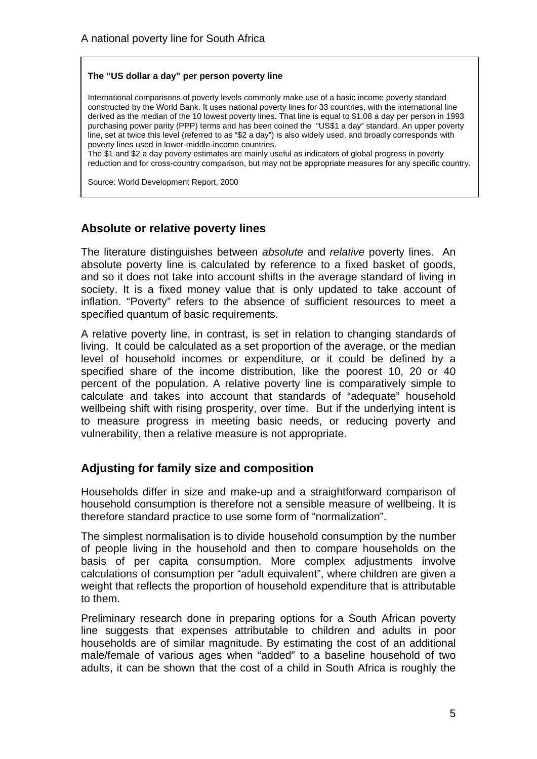**The "US dollar a day" per person poverty line**

International comparisons of poverty levels commonly make use of a basic income poverty standard constructed by the World Bank. It uses national poverty lines for 33 countries, with the international line derived as the median of the 10 lowest poverty lines. That line is equal to $1.08 a day per person in 1993 purchasing power parity (PPP) terms and has been coined the "US$1 a day" standard. An upper poverty line, set at twice this level (referred to as "$2 a day") is also widely used, and broadly corresponds with poverty lines used in lower-middle-income countries.
The $1 and $2 a day poverty estimates are mainly useful as indicators of global progress in poverty reduction and for cross-country comparison, but may not be appropriate measures for any specific country.

Source: World Development Report, 2000

## Absolute or relative poverty lines

The literature distinguishes between *absolute* and *relative* poverty lines. An absolute poverty line is calculated by reference to a fixed basket of goods, and so it does not take into account shifts in the average standard of living in society. It is a fixed money value that is only updated to take account of inflation. "Poverty" refers to the absence of sufficient resources to meet a specified quantum of basic requirements.

A relative poverty line, in contrast, is set in relation to changing standards of living. It could be calculated as a set proportion of the average, or the median level of household incomes or expenditure, or it could be defined by a specified share of the income distribution, like the poorest 10, 20 or 40 percent of the population. A relative poverty line is comparatively simple to calculate and takes into account that standards of "adequate" household wellbeing shift with rising prosperity, over time. But if the underlying intent is to measure progress in meeting basic needs, or reducing poverty and vulnerability, then a relative measure is not appropriate.

## Adjusting for family size and composition

Households differ in size and make-up and a straightforward comparison of household consumption is therefore not a sensible measure of wellbeing. It is therefore standard practice to use some form of "normalization".

The simplest normalisation is to divide household consumption by the number of people living in the household and then to compare households on the basis of per capita consumption. More complex adjustments involve calculations of consumption per "adult equivalent", where children are given a weight that reflects the proportion of household expenditure that is attributable to them.

Preliminary research done in preparing options for a South African poverty line suggests that expenses attributable to children and adults in poor households are of similar magnitude. By estimating the cost of an additional male/female of various ages when "added" to a baseline household of two adults, it can be shown that the cost of a child in South Africa is roughly the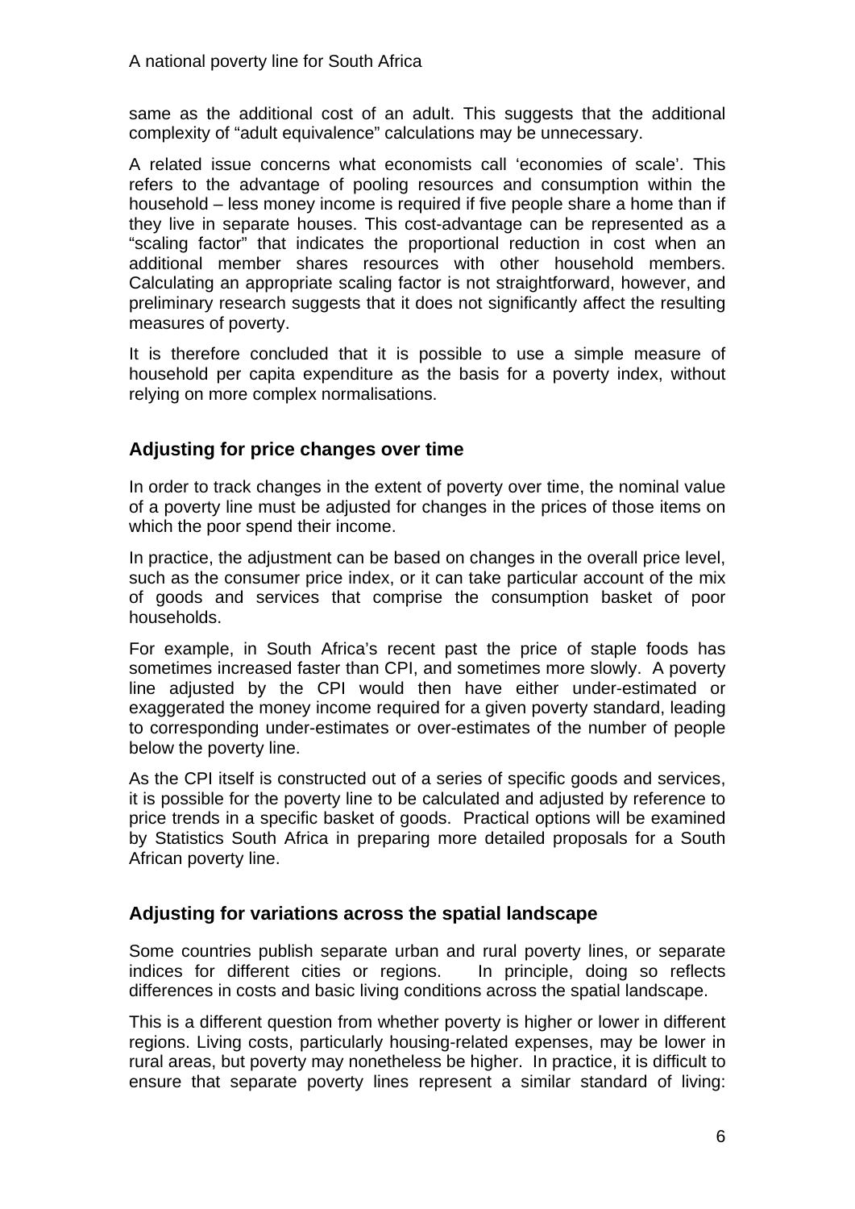same as the additional cost of an adult. This suggests that the additional complexity of "adult equivalence" calculations may be unnecessary.

A related issue concerns what economists call 'economies of scale'. This refers to the advantage of pooling resources and consumption within the household – less money income is required if five people share a home than if they live in separate houses. This cost-advantage can be represented as a "scaling factor" that indicates the proportional reduction in cost when an additional member shares resources with other household members. Calculating an appropriate scaling factor is not straightforward, however, and preliminary research suggests that it does not significantly affect the resulting measures of poverty.

It is therefore concluded that it is possible to use a simple measure of household per capita expenditure as the basis for a poverty index, without relying on more complex normalisations.

## Adjusting for price changes over time

In order to track changes in the extent of poverty over time, the nominal value of a poverty line must be adjusted for changes in the prices of those items on which the poor spend their income.

In practice, the adjustment can be based on changes in the overall price level, such as the consumer price index, or it can take particular account of the mix of goods and services that comprise the consumption basket of poor households.

For example, in South Africa's recent past the price of staple foods has sometimes increased faster than CPI, and sometimes more slowly. A poverty line adjusted by the CPI would then have either under-estimated or exaggerated the money income required for a given poverty standard, leading to corresponding under-estimates or over-estimates of the number of people below the poverty line.

As the CPI itself is constructed out of a series of specific goods and services, it is possible for the poverty line to be calculated and adjusted by reference to price trends in a specific basket of goods. Practical options will be examined by Statistics South Africa in preparing more detailed proposals for a South African poverty line.

## Adjusting for variations across the spatial landscape

Some countries publish separate urban and rural poverty lines, or separate indices for different cities or regions. In principle, doing so reflects differences in costs and basic living conditions across the spatial landscape.

This is a different question from whether poverty is higher or lower in different regions. Living costs, particularly housing-related expenses, may be lower in rural areas, but poverty may nonetheless be higher. In practice, it is difficult to ensure that separate poverty lines represent a similar standard of living: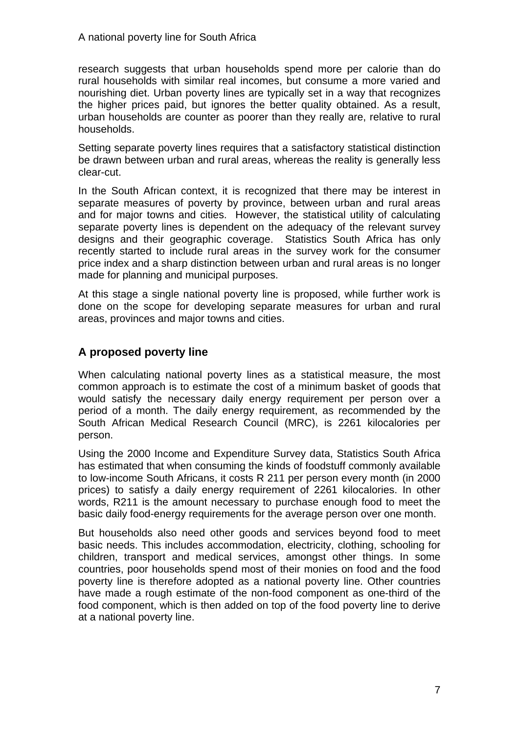research suggests that urban households spend more per calorie than do rural households with similar real incomes, but consume a more varied and nourishing diet. Urban poverty lines are typically set in a way that recognizes the higher prices paid, but ignores the better quality obtained. As a result, urban households are counter as poorer than they really are, relative to rural households.

Setting separate poverty lines requires that a satisfactory statistical distinction be drawn between urban and rural areas, whereas the reality is generally less clear-cut.

In the South African context, it is recognized that there may be interest in separate measures of poverty by province, between urban and rural areas and for major towns and cities. However, the statistical utility of calculating separate poverty lines is dependent on the adequacy of the relevant survey designs and their geographic coverage. Statistics South Africa has only recently started to include rural areas in the survey work for the consumer price index and a sharp distinction between urban and rural areas is no longer made for planning and municipal purposes.

At this stage a single national poverty line is proposed, while further work is done on the scope for developing separate measures for urban and rural areas, provinces and major towns and cities.

## A proposed poverty line

When calculating national poverty lines as a statistical measure, the most common approach is to estimate the cost of a minimum basket of goods that would satisfy the necessary daily energy requirement per person over a period of a month. The daily energy requirement, as recommended by the South African Medical Research Council (MRC), is 2261 kilocalories per person.

Using the 2000 Income and Expenditure Survey data, Statistics South Africa has estimated that when consuming the kinds of foodstuff commonly available to low-income South Africans, it costs R 211 per person every month (in 2000 prices) to satisfy a daily energy requirement of 2261 kilocalories. In other words, R211 is the amount necessary to purchase enough food to meet the basic daily food-energy requirements for the average person over one month.

But households also need other goods and services beyond food to meet basic needs. This includes accommodation, electricity, clothing, schooling for children, transport and medical services, amongst other things. In some countries, poor households spend most of their monies on food and the food poverty line is therefore adopted as a national poverty line. Other countries have made a rough estimate of the non-food component as one-third of the food component, which is then added on top of the food poverty line to derive at a national poverty line.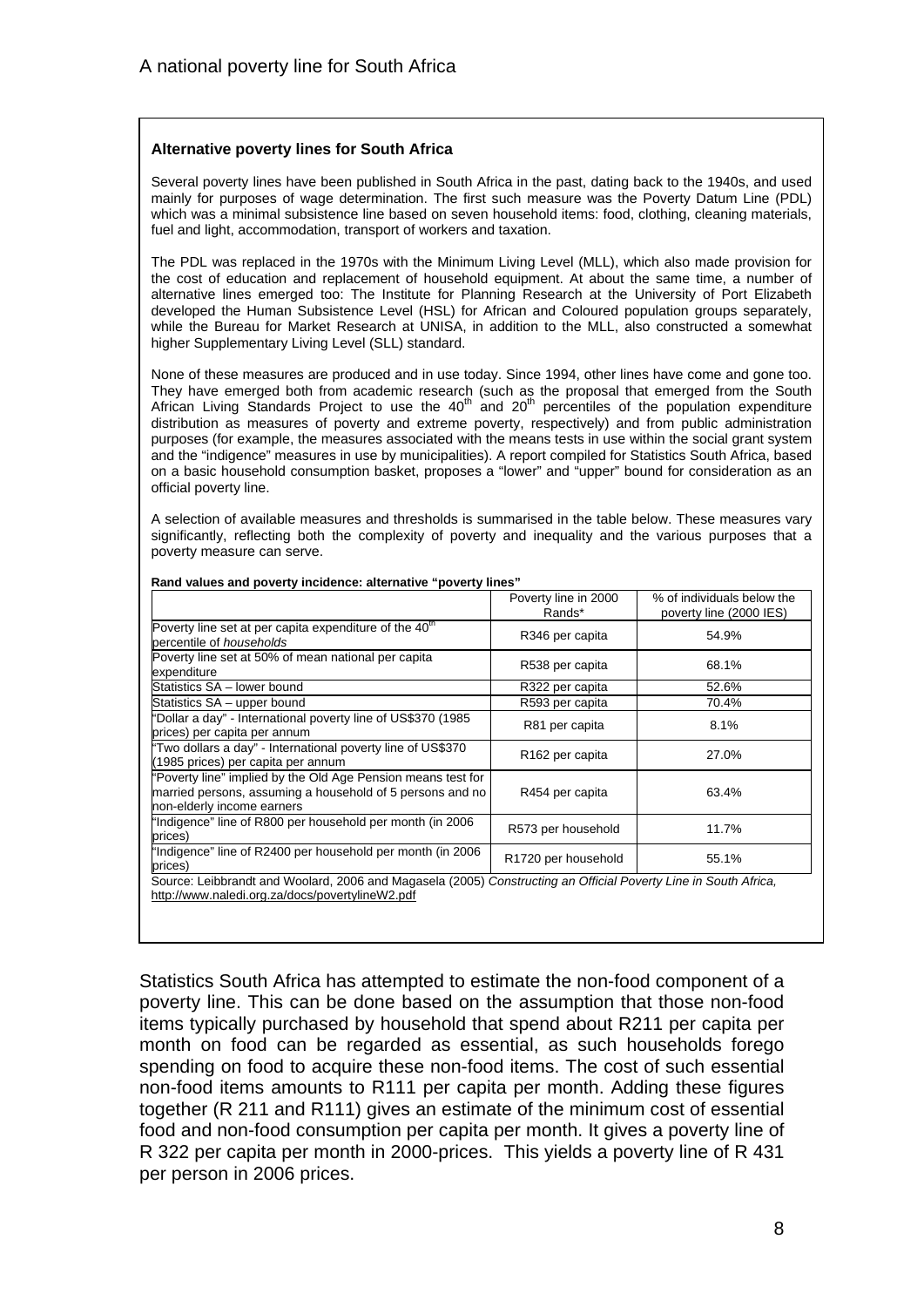**Alternative poverty lines for South Africa**

Several poverty lines have been published in South Africa in the past, dating back to the 1940s, and used mainly for purposes of wage determination. The first such measure was the Poverty Datum Line (PDL) which was a minimal subsistence line based on seven household items: food, clothing, cleaning materials, fuel and light, accommodation, transport of workers and taxation.

The PDL was replaced in the 1970s with the Minimum Living Level (MLL), which also made provision for the cost of education and replacement of household equipment. At about the same time, a number of alternative lines emerged too: The Institute for Planning Research at the University of Port Elizabeth developed the Human Subsistence Level (HSL) for African and Coloured population groups separately, while the Bureau for Market Research at UNISA, in addition to the MLL, also constructed a somewhat higher Supplementary Living Level (SLL) standard.

None of these measures are produced and in use today. Since 1994, other lines have come and gone too. They have emerged both from academic research (such as the proposal that emerged from the South African Living Standards Project to use the 40th and 20th percentiles of the population expenditure distribution as measures of poverty and extreme poverty, respectively) and from public administration purposes (for example, the measures associated with the means tests in use within the social grant system and the "indigence" measures in use by municipalities). A report compiled for Statistics South Africa, based on a basic household consumption basket, proposes a "lower" and "upper" bound for consideration as an official poverty line.

A selection of available measures and thresholds is summarised in the table below. These measures vary significantly, reflecting both the complexity of poverty and inequality and the various purposes that a poverty measure can serve.

**Rand values and poverty incidence: alternative "poverty lines"**

| | Poverty line in 2000 Rands* | % of individuals below the poverty line (2000 IES) |
|---|---|---|
| Poverty line set at per capita expenditure of the 40th percentile of *households* | R346 per capita | 54.9% |
| Poverty line set at 50% of mean national per capita expenditure | R538 per capita | 68.1% |
| Statistics SA – lower bound | R322 per capita | 52.6% |
| Statistics SA – upper bound | R593 per capita | 70.4% |
| "Dollar a day" - International poverty line of US$370 (1985 prices) per capita per annum | R81 per capita | 8.1% |
| "Two dollars a day" - International poverty line of US$370 (1985 prices) per capita per annum | R162 per capita | 27.0% |
| "Poverty line" implied by the Old Age Pension means test for married persons, assuming a household of 5 persons and no non-elderly income earners | R454 per capita | 63.4% |
| "Indigence" line of R800 per household per month (in 2006 prices) | R573 per household | 11.7% |
| "Indigence" line of R2400 per household per month (in 2006 prices) | R1720 per household | 55.1% |

Source: Leibbrandt and Woolard, 2006 and Magasela (2005) *Constructing an Official Poverty Line in South Africa,* http://www.naledi.org.za/docs/povertylineW2.pdf

Statistics South Africa has attempted to estimate the non-food component of a poverty line. This can be done based on the assumption that those non-food items typically purchased by household that spend about R211 per capita per month on food can be regarded as essential, as such households forego spending on food to acquire these non-food items. The cost of such essential non-food items amounts to R111 per capita per month. Adding these figures together (R 211 and R111) gives an estimate of the minimum cost of essential food and non-food consumption per capita per month. It gives a poverty line of R 322 per capita per month in 2000-prices. This yields a poverty line of R 431 per person in 2006 prices.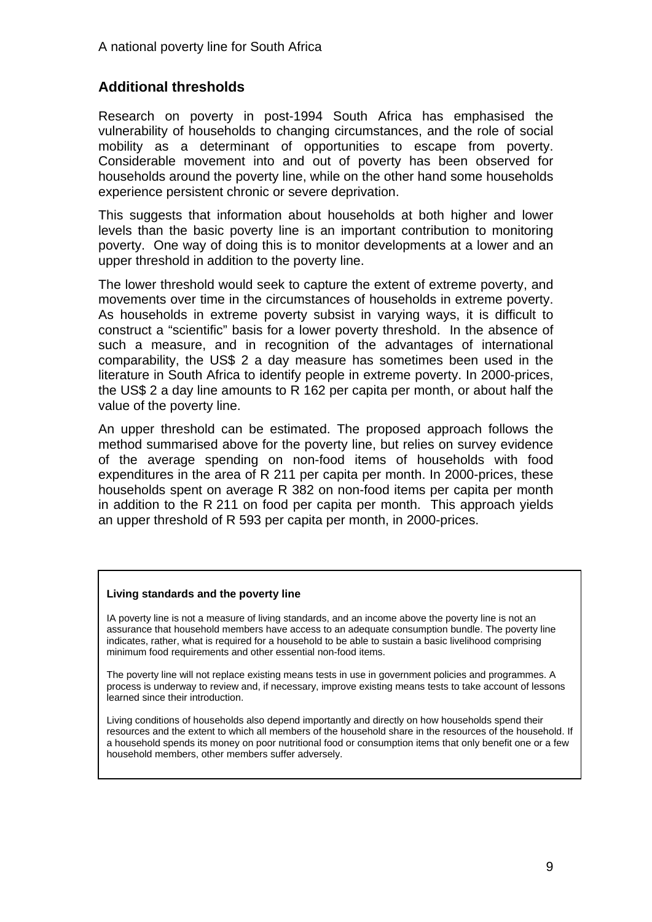## Additional thresholds

Research on poverty in post-1994 South Africa has emphasised the vulnerability of households to changing circumstances, and the role of social mobility as a determinant of opportunities to escape from poverty. Considerable movement into and out of poverty has been observed for households around the poverty line, while on the other hand some households experience persistent chronic or severe deprivation.

This suggests that information about households at both higher and lower levels than the basic poverty line is an important contribution to monitoring poverty. One way of doing this is to monitor developments at a lower and an upper threshold in addition to the poverty line.

The lower threshold would seek to capture the extent of extreme poverty, and movements over time in the circumstances of households in extreme poverty. As households in extreme poverty subsist in varying ways, it is difficult to construct a "scientific" basis for a lower poverty threshold. In the absence of such a measure, and in recognition of the advantages of international comparability, the US$ 2 a day measure has sometimes been used in the literature in South Africa to identify people in extreme poverty. In 2000-prices, the US$ 2 a day line amounts to R 162 per capita per month, or about half the value of the poverty line.

An upper threshold can be estimated. The proposed approach follows the method summarised above for the poverty line, but relies on survey evidence of the average spending on non-food items of households with food expenditures in the area of R 211 per capita per month. In 2000-prices, these households spent on average R 382 on non-food items per capita per month in addition to the R 211 on food per capita per month. This approach yields an upper threshold of R 593 per capita per month, in 2000-prices.

**Living standards and the poverty line**

IA poverty line is not a measure of living standards, and an income above the poverty line is not an assurance that household members have access to an adequate consumption bundle. The poverty line indicates, rather, what is required for a household to be able to sustain a basic livelihood comprising minimum food requirements and other essential non-food items.

The poverty line will not replace existing means tests in use in government policies and programmes. A process is underway to review and, if necessary, improve existing means tests to take account of lessons learned since their introduction.

Living conditions of households also depend importantly and directly on how households spend their resources and the extent to which all members of the household share in the resources of the household. If a household spends its money on poor nutritional food or consumption items that only benefit one or a few household members, other members suffer adversely.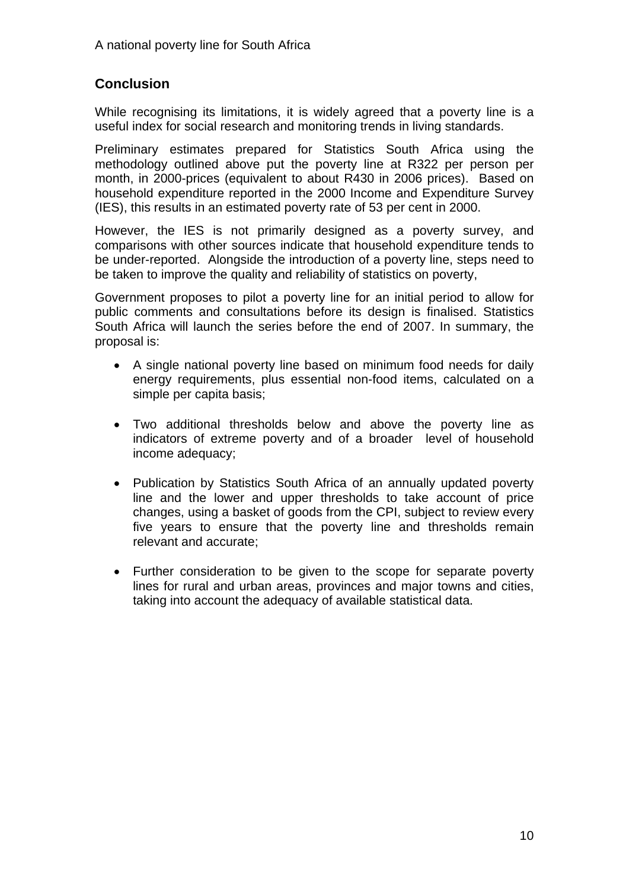## Conclusion

While recognising its limitations, it is widely agreed that a poverty line is a useful index for social research and monitoring trends in living standards.

Preliminary estimates prepared for Statistics South Africa using the methodology outlined above put the poverty line at R322 per person per month, in 2000-prices (equivalent to about R430 in 2006 prices). Based on household expenditure reported in the 2000 Income and Expenditure Survey (IES), this results in an estimated poverty rate of 53 per cent in 2000.

However, the IES is not primarily designed as a poverty survey, and comparisons with other sources indicate that household expenditure tends to be under-reported. Alongside the introduction of a poverty line, steps need to be taken to improve the quality and reliability of statistics on poverty,

Government proposes to pilot a poverty line for an initial period to allow for public comments and consultations before its design is finalised. Statistics South Africa will launch the series before the end of 2007. In summary, the proposal is:

- A single national poverty line based on minimum food needs for daily energy requirements, plus essential non-food items, calculated on a simple per capita basis;
- Two additional thresholds below and above the poverty line as indicators of extreme poverty and of a broader level of household income adequacy;
- Publication by Statistics South Africa of an annually updated poverty line and the lower and upper thresholds to take account of price changes, using a basket of goods from the CPI, subject to review every five years to ensure that the poverty line and thresholds remain relevant and accurate;
- Further consideration to be given to the scope for separate poverty lines for rural and urban areas, provinces and major towns and cities, taking into account the adequacy of available statistical data.